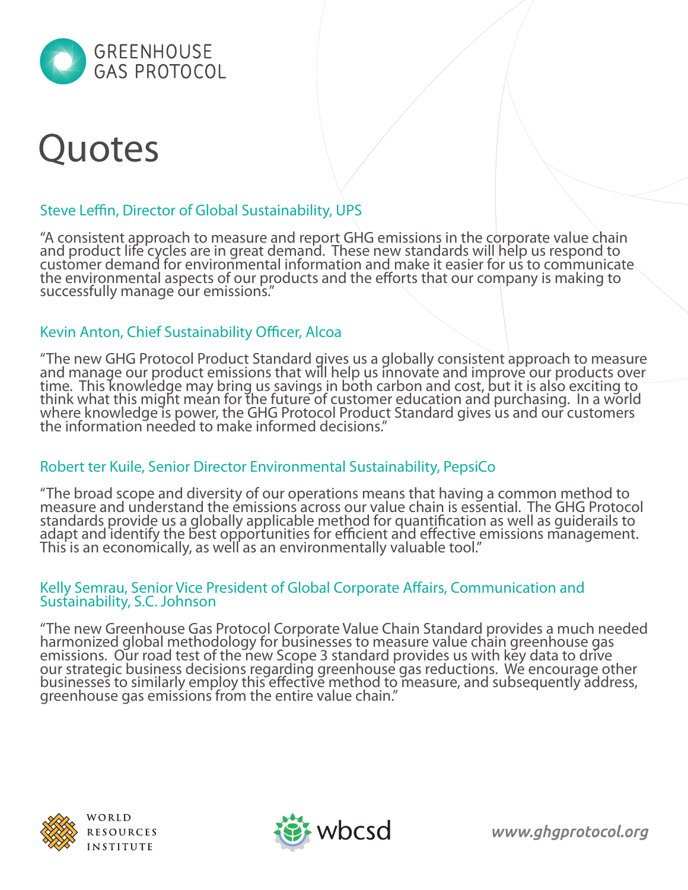GREENHOUSE GAS PROTOCOL

# Quotes

### Steve Leffin, Director of Global Sustainability, UPS

"A consistent approach to measure and report GHG emissions in the corporate value chain and product life cycles are in great demand. These new standards will help us respond to customer demand for environmental information and make it easier for us to communicate the environmental aspects of our products and the efforts that our company is making to successfully manage our emissions."

### Kevin Anton, Chief Sustainability Officer, Alcoa

"The new GHG Protocol Product Standard gives us a globally consistent approach to measure and manage our product emissions that will help us innovate and improve our products over time. This knowledge may bring us savings in both carbon and cost, but it is also exciting to think what this might mean for the future of customer education and purchasing. In a world where knowledge is power, the GHG Protocol Product Standard gives us and our customers the information needed to make informed decisions."

### Robert ter Kuile, Senior Director Environmental Sustainability, PepsiCo

"The broad scope and diversity of our operations means that having a common method to measure and understand the emissions across our value chain is essential. The GHG Protocol standards provide us a globally applicable method for quantification as well as guiderails to adapt and identify the best opportunities for efficient and effective emissions management. This is an economically, as well as an environmentally valuable tool."

### Kelly Semrau, Senior Vice President of Global Corporate Affairs, Communication and Sustainability, S.C. Johnson

"The new Greenhouse Gas Protocol Corporate Value Chain Standard provides a much needed harmonized global methodology for businesses to measure value chain greenhouse gas emissions. Our road test of the new Scope 3 standard provides us with key data to drive our strategic business decisions regarding greenhouse gas reductions. We encourage other businesses to similarly employ this effective method to measure, and subsequently address, greenhouse gas emissions from the entire value chain."

WORLD RESOURCES INSTITUTE

wbcsd

www.ghgprotocol.org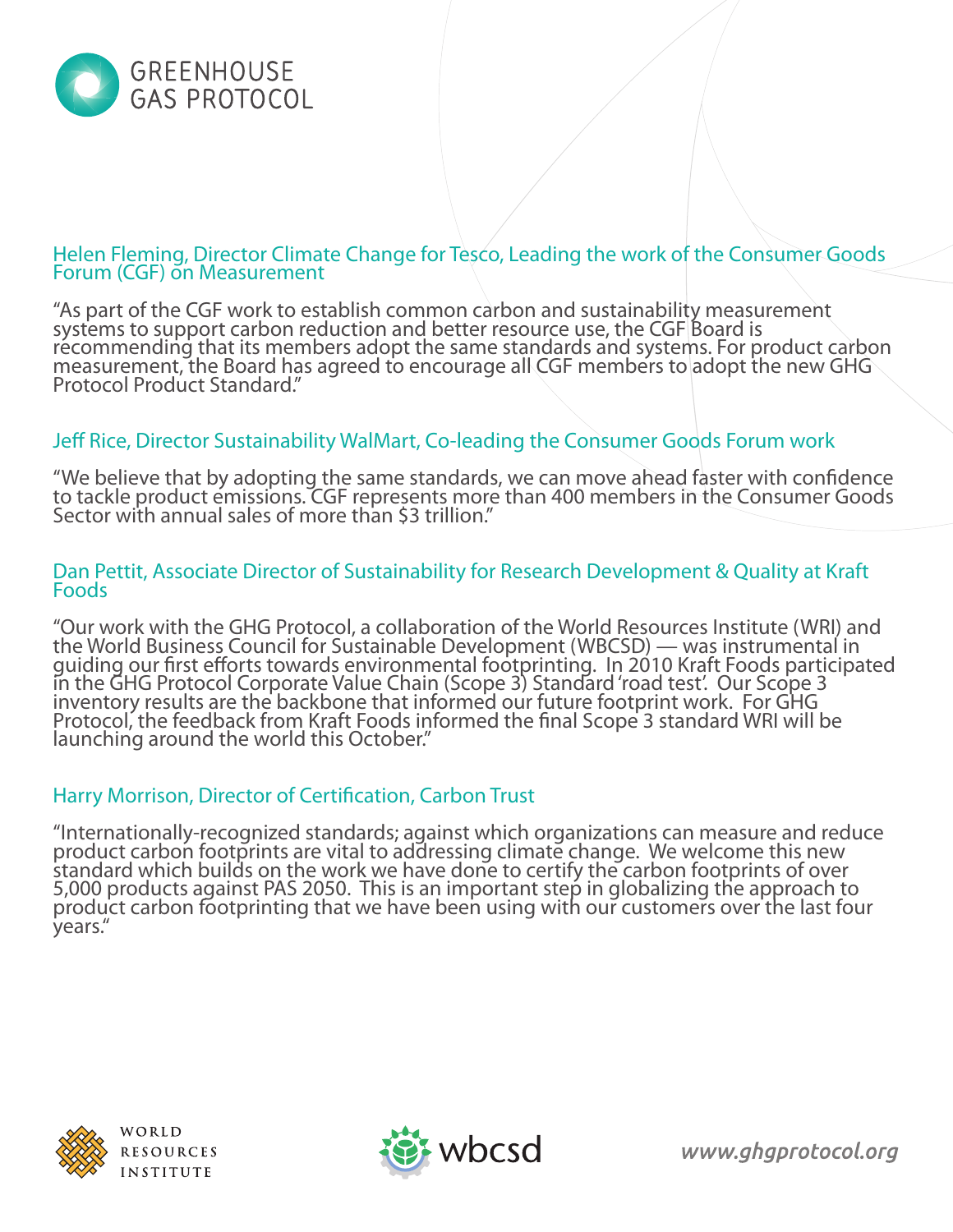Helen Fleming, Director Climate Change for Tesco, Leading the work of the Consumer Goods Forum (CGF) on Measurement

"As part of the CGF work to establish common carbon and sustainability measurement systems to support carbon reduction and better resource use, the CGF Board is recommending that its members adopt the same standards and systems. For product carbon measurement, the Board has agreed to encourage all CGF members to adopt the new GHG Protocol Product Standard."

Jeff Rice, Director Sustainability WalMart, Co-leading the Consumer Goods Forum work

"We believe that by adopting the same standards, we can move ahead faster with confidence to tackle product emissions. CGF represents more than 400 members in the Consumer Goods Sector with annual sales of more than $3 trillion."

Dan Pettit, Associate Director of Sustainability for Research Development & Quality at Kraft Foods

"Our work with the GHG Protocol, a collaboration of the World Resources Institute (WRI) and the World Business Council for Sustainable Development (WBCSD) — was instrumental in guiding our first efforts towards environmental footprinting. In 2010 Kraft Foods participated in the GHG Protocol Corporate Value Chain (Scope 3) Standard 'road test'. Our Scope 3 inventory results are the backbone that informed our future footprint work. For GHG Protocol, the feedback from Kraft Foods informed the final Scope 3 standard WRI will be launching around the world this October."

Harry Morrison, Director of Certification, Carbon Trust

"Internationally-recognized standards; against which organizations can measure and reduce product carbon footprints are vital to addressing climate change. We welcome this new standard which builds on the work we have done to certify the carbon footprints of over 5,000 products against PAS 2050. This is an important step in globalizing the approach to product carbon footprinting that we have been using with our customers over the last four years."